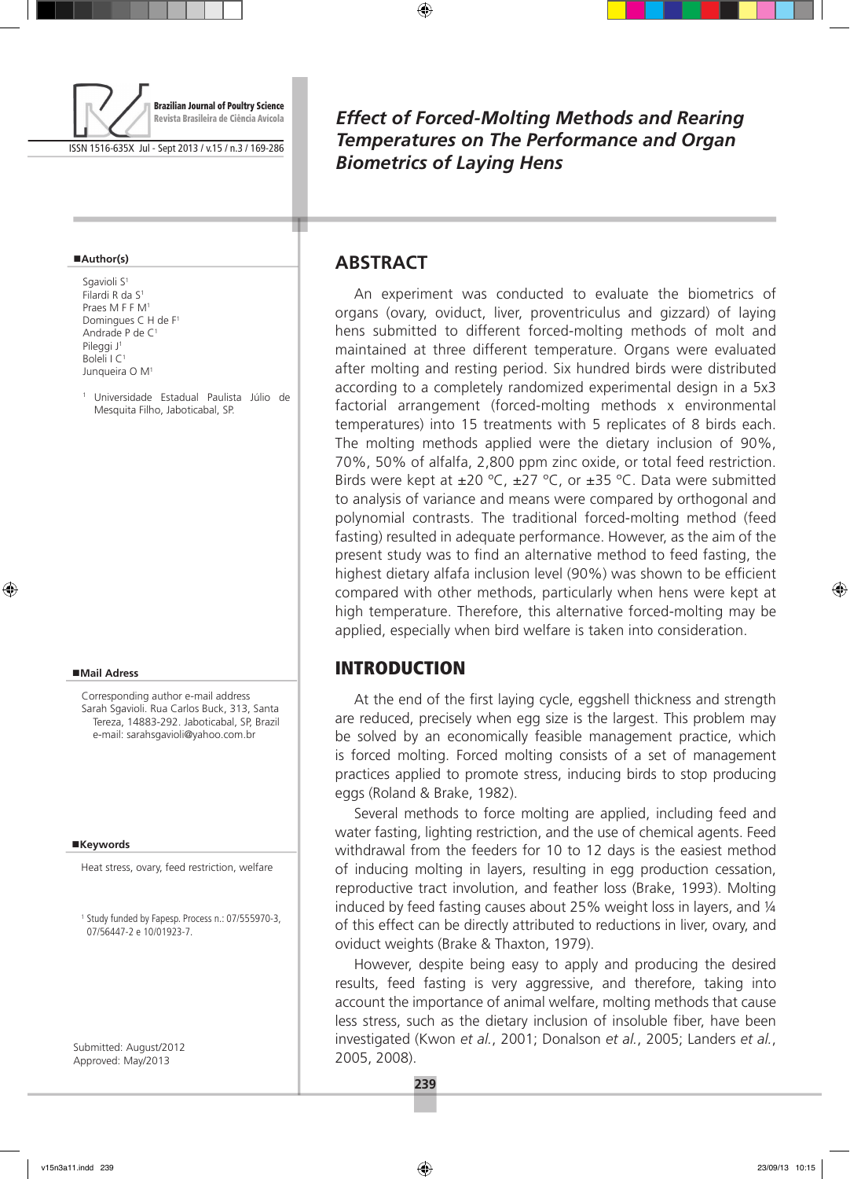# Effect of Forced-Molting Methods and Rearing Temperatures on The Performance and Organ Biometrics of Laying Hens

**Author(s)**

Sgavioli S[1]
Filardi R da S[1]
Praes M F F M[1]
Domingues C H de F[1]
Andrade P de C[1]
Pileggi J[1]
Boleli I C[1]
Junqueira O M[1]

[1] Universidade Estadual Paulista Júlio de Mesquita Filho, Jaboticabal, SP.

**Mail Adress**

Corresponding author e-mail address
Sarah Sgavioli. Rua Carlos Buck, 313, Santa Tereza, 14883-292. Jaboticabal, SP, Brazil
e-mail: sarahsgavioli@yahoo.com.br

**Keywords**

Heat stress, ovary, feed restriction, welfare

[1] Study funded by Fapesp. Process n.: 07/555970-3, 07/56447-2 e 10/01923-7.

Submitted: August/2012
Approved: May/2013

## ABSTRACT

An experiment was conducted to evaluate the biometrics of organs (ovary, oviduct, liver, proventriculus and gizzard) of laying hens submitted to different forced-molting methods of molt and maintained at three different temperature. Organs were evaluated after molting and resting period. Six hundred birds were distributed according to a completely randomized experimental design in a 5x3 factorial arrangement (forced-molting methods x environmental temperatures) into 15 treatments with 5 replicates of 8 birds each. The molting methods applied were the dietary inclusion of 90%, 70%, 50% of alfalfa, 2,800 ppm zinc oxide, or total feed restriction. Birds were kept at ±20 °C, ±27 °C, or ±35 °C. Data were submitted to analysis of variance and means were compared by orthogonal and polynomial contrasts. The traditional forced-molting method (feed fasting) resulted in adequate performance. However, as the aim of the present study was to find an alternative method to feed fasting, the highest dietary alfafa inclusion level (90%) was shown to be efficient compared with other methods, particularly when hens were kept at high temperature. Therefore, this alternative forced-molting may be applied, especially when bird welfare is taken into consideration.

## INTRODUCTION

At the end of the first laying cycle, eggshell thickness and strength are reduced, precisely when egg size is the largest. This problem may be solved by an economically feasible management practice, which is forced molting. Forced molting consists of a set of management practices applied to promote stress, inducing birds to stop producing eggs (Roland & Brake, 1982).

Several methods to force molting are applied, including feed and water fasting, lighting restriction, and the use of chemical agents. Feed withdrawal from the feeders for 10 to 12 days is the easiest method of inducing molting in layers, resulting in egg production cessation, reproductive tract involution, and feather loss (Brake, 1993). Molting induced by feed fasting causes about 25% weight loss in layers, and ¼ of this effect can be directly attributed to reductions in liver, ovary, and oviduct weights (Brake & Thaxton, 1979).

However, despite being easy to apply and producing the desired results, feed fasting is very aggressive, and therefore, taking into account the importance of animal welfare, molting methods that cause less stress, such as the dietary inclusion of insoluble fiber, have been investigated (Kwon *et al.*, 2001; Donalson *et al.*, 2005; Landers *et al.*, 2005, 2008).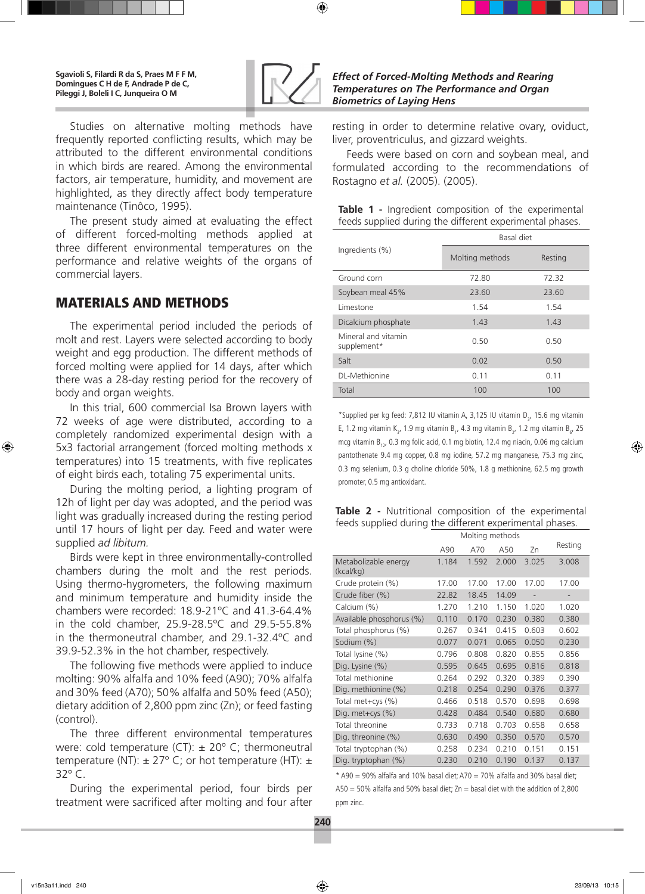Studies on alternative molting methods have frequently reported conflicting results, which may be attributed to the different environmental conditions in which birds are reared. Among the environmental factors, air temperature, humidity, and movement are highlighted, as they directly affect body temperature maintenance (Tinôco, 1995).

The present study aimed at evaluating the effect of different forced-molting methods applied at three different environmental temperatures on the performance and relative weights of the organs of commercial layers.

## MATERIALS AND METHODS

The experimental period included the periods of molt and rest. Layers were selected according to body weight and egg production. The different methods of forced molting were applied for 14 days, after which there was a 28-day resting period for the recovery of body and organ weights.

In this trial, 600 commercial Isa Brown layers with 72 weeks of age were distributed, according to a completely randomized experimental design with a 5x3 factorial arrangement (forced molting methods x temperatures) into 15 treatments, with five replicates of eight birds each, totaling 75 experimental units.

During the molting period, a lighting program of 12h of light per day was adopted, and the period was light was gradually increased during the resting period until 17 hours of light per day. Feed and water were supplied *ad libitum.*

Birds were kept in three environmentally-controlled chambers during the molt and the rest periods. Using thermo-hygrometers, the following maximum and minimum temperature and humidity inside the chambers were recorded: 18.9-21ºC and 41.3-64.4% in the cold chamber, 25.9-28.5ºC and 29.5-55.8% in the thermoneutral chamber, and 29.1-32.4ºC and 39.9-52.3% in the hot chamber, respectively.

The following five methods were applied to induce molting: 90% alfalfa and 10% feed (A90); 70% alfalfa and 30% feed (A70); 50% alfalfa and 50% feed (A50); dietary addition of 2,800 ppm zinc (Zn); or feed fasting (control).

The three different environmental temperatures were: cold temperature (CT): ± 20º C; thermoneutral temperature (NT): ± 27º C; or hot temperature (HT): ± 32º C.

During the experimental period, four birds per treatment were sacrificed after molting and four after resting in order to determine relative ovary, oviduct, liver, proventriculus, and gizzard weights.

Feeds were based on corn and soybean meal, and formulated according to the recommendations of Rostagno *et al.* (2005). (2005).

**Table 1 -** Ingredient composition of the experimental feeds supplied during the different experimental phases.

| Ingredients (%) | Basal diet | |
|---|---|---|
| | Molting methods | Resting |
| Ground corn | 72.80 | 72.32 |
| Soybean meal 45% | 23.60 | 23.60 |
| Limestone | 1.54 | 1.54 |
| Dicalcium phosphate | 1.43 | 1.43 |
| Mineral and vitamin supplement* | 0.50 | 0.50 |
| Salt | 0.02 | 0.50 |
| DL-Methionine | 0.11 | 0.11 |
| Total | 100 | 100 |

*Supplied per kg feed: 7,812 IU vitamin A, 3,125 IU vitamin $D_3$, 15.6 mg vitamin E, 1.2 mg vitamin $K_3$, 1.9 mg vitamin $B_1$, 4.3 mg vitamin $B_2$, 1.2 mg vitamin $B_6$, 25 mcg vitamin $B_{12}$, 0.3 mg folic acid, 0.1 mg biotin, 12.4 mg niacin, 0.06 mg calcium pantothenate 9.4 mg copper, 0.8 mg iodine, 57.2 mg manganese, 75.3 mg zinc, 0.3 mg selenium, 0.3 g choline chloride 50%, 1.8 g methionine, 62.5 mg growth promoter, 0.5 mg antioxidant.

**Table 2 -** Nutritional composition of the experimental feeds supplied during the different experimental phases.

| | Molting methods | | | | Resting |
|---|---|---|---|---|---|
| | A90 | A70 | A50 | Zn | |
| Metabolizable energy (kcal/kg) | 1.184 | 1.592 | 2.000 | 3.025 | 3.008 |
| Crude protein (%) | 17.00 | 17.00 | 17.00 | 17.00 | 17.00 |
| Crude fiber (%) | 22.82 | 18.45 | 14.09 | - | - |
| Calcium (%) | 1.270 | 1.210 | 1.150 | 1.020 | 1.020 |
| Available phosphorus (%) | 0.110 | 0.170 | 0.230 | 0.380 | 0.380 |
| Total phosphorus (%) | 0.267 | 0.341 | 0.415 | 0.603 | 0.602 |
| Sodium (%) | 0.077 | 0.071 | 0.065 | 0.050 | 0.230 |
| Total lysine (%) | 0.796 | 0.808 | 0.820 | 0.855 | 0.856 |
| Dig. Lysine (%) | 0.595 | 0.645 | 0.695 | 0.816 | 0.818 |
| Total methionine | 0.264 | 0.292 | 0.320 | 0.389 | 0.390 |
| Dig. methionine (%) | 0.218 | 0.254 | 0.290 | 0.376 | 0.377 |
| Total met+cys (%) | 0.466 | 0.518 | 0.570 | 0.698 | 0.698 |
| Dig. met+cys (%) | 0.428 | 0.484 | 0.540 | 0.680 | 0.680 |
| Total threonine | 0.733 | 0.718 | 0.703 | 0.658 | 0.658 |
| Dig. threonine (%) | 0.630 | 0.490 | 0.350 | 0.570 | 0.570 |
| Total tryptophan (%) | 0.258 | 0.234 | 0.210 | 0.151 | 0.151 |
| Dig. tryptophan (%) | 0.230 | 0.210 | 0.190 | 0.137 | 0.137 |

* A90 = 90% alfalfa and 10% basal diet; A70 = 70% alfalfa and 30% basal diet; A50 = 50% alfalfa and 50% basal diet; Zn = basal diet with the addition of 2,800 ppm zinc.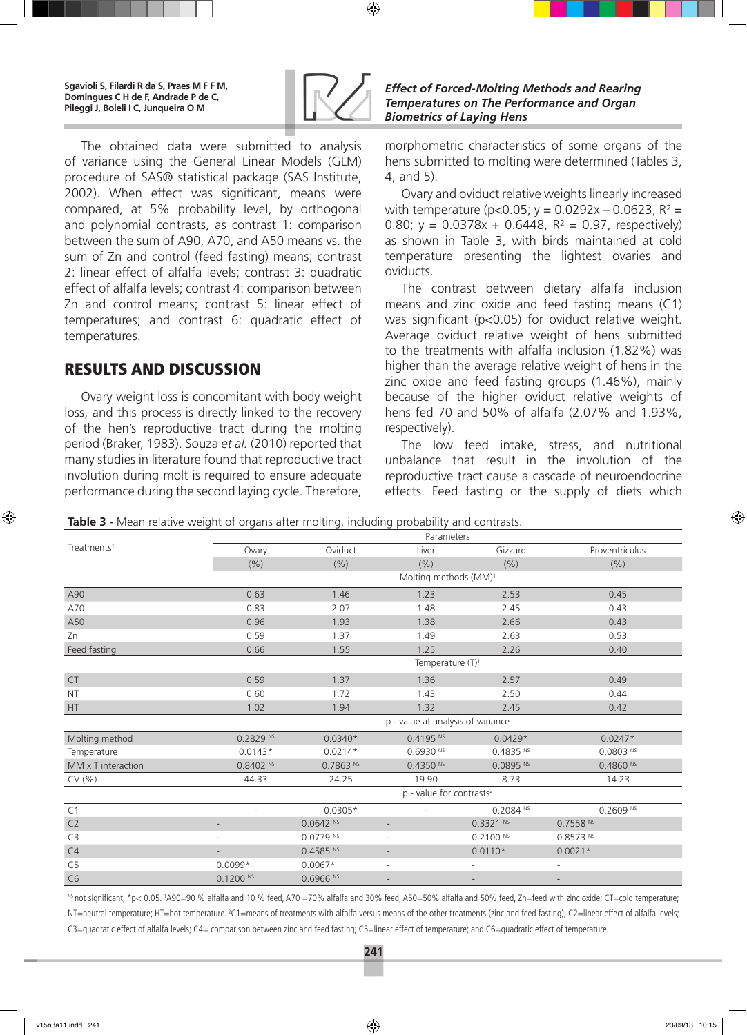The obtained data were submitted to analysis of variance using the General Linear Models (GLM) procedure of SAS® statistical package (SAS Institute, 2002). When effect was significant, means were compared, at 5% probability level, by orthogonal and polynomial contrasts, as contrast 1: comparison between the sum of A90, A70, and A50 means vs. the sum of Zn and control (feed fasting) means; contrast 2: linear effect of alfalfa levels; contrast 3: quadratic effect of alfalfa levels; contrast 4: comparison between Zn and control means; contrast 5: linear effect of temperatures; and contrast 6: quadratic effect of temperatures.

## RESULTS AND DISCUSSION

Ovary weight loss is concomitant with body weight loss, and this process is directly linked to the recovery of the hen's reproductive tract during the molting period (Braker, 1983). Souza *et al.* (2010) reported that many studies in literature found that reproductive tract involution during molt is required to ensure adequate performance during the second laying cycle. Therefore, morphometric characteristics of some organs of the hens submitted to molting were determined (Tables 3, 4, and 5).

Ovary and oviduct relative weights linearly increased with temperature ($p<0.05$; $y = 0.0292x – 0.0623$, $R^2 = 0.80$; $y = 0.0378x + 0.6448$, $R^2 = 0.97$, respectively) as shown in Table 3, with birds maintained at cold temperature presenting the lightest ovaries and oviducts.

The contrast between dietary alfalfa inclusion means and zinc oxide and feed fasting means (C1) was significant ($p<0.05$) for oviduct relative weight. Average oviduct relative weight of hens submitted to the treatments with alfalfa inclusion (1.82%) was higher than the average relative weight of hens in the zinc oxide and feed fasting groups (1.46%), mainly because of the higher oviduct relative weights of hens fed 70 and 50% of alfalfa (2.07% and 1.93%, respectively).

The low feed intake, stress, and nutritional unbalance that result in the involution of the reproductive tract cause a cascade of neuroendocrine effects. Feed fasting or the supply of diets which

**Table 3 -** Mean relative weight of organs after molting, including probability and contrasts.

| Treatments[1] | Parameters | | | | |
|---|---|---|---|---|---|
| | Ovary | Oviduct | Liver | Gizzard | Proventriculus |
| | (%) | (%) | (%) | (%) | (%) |
| | Molting methods (MM)[1] | | | | |
| A90 | 0.63 | 1.46 | 1.23 | 2.53 | 0.45 |
| A70 | 0.83 | 2.07 | 1.48 | 2.45 | 0.43 |
| A50 | 0.96 | 1.93 | 1.38 | 2.66 | 0.43 |
| Zn | 0.59 | 1.37 | 1.49 | 2.63 | 0.53 |
| Feed fasting | 0.66 | 1.55 | 1.25 | 2.26 | 0.40 |
| | Temperature (T)[1] | | | | |
| CT | 0.59 | 1.37 | 1.36 | 2.57 | 0.49 |
| NT | 0.60 | 1.72 | 1.43 | 2.50 | 0.44 |
| HT | 1.02 | 1.94 | 1.32 | 2.45 | 0.42 |
| | p - value at analysis of variance | | | | |
| Molting method | 0.2829 NS | 0.0340* | 0.4195 NS | 0.0429* | 0.0247* |
| Temperature | 0.0143* | 0.0214* | 0.6930 NS | 0.4835 NS | 0.0803 NS |
| MM x T interaction | 0.8402 NS | 0.7863 NS | 0.4350 NS | 0.0895 NS | 0.4860 NS |
| CV (%) | 44.33 | 24.25 | 19.90 | 8.73 | 14.23 |
| | p - value for contrasts[2] | | | | |
| C1 | - | 0.0305* | - | 0.2084 NS | 0.2609 NS |
| C2 | - | 0.0642 NS | - | 0.3321 NS | 0.7558 NS |
| C3 | - | 0.0779 NS | - | 0.2100 NS | 0.8573 NS |
| C4 | - | 0.4585 NS | - | 0.0110* | 0.0021* |
| C5 | 0.0099* | 0.0067* | - | - | - |
| C6 | 0.1200 NS | 0.6966 NS | - | - | - |

NS not significant, *p< 0.05. [1]A90=90 % alfalfa and 10 % feed, A70 =70% alfalfa and 30% feed, A50=50% alfalfa and 50% feed, Zn=feed with zinc oxide; CT=cold temperature; NT=neutral temperature; HT=hot temperature. [2]C1=means of treatments with alfalfa versus means of the other treatments (zinc and feed fasting); C2=linear effect of alfalfa levels; C3=quadratic effect of alfalfa levels; C4= comparison between zinc and feed fasting; C5=linear effect of temperature; and C6=quadratic effect of temperature.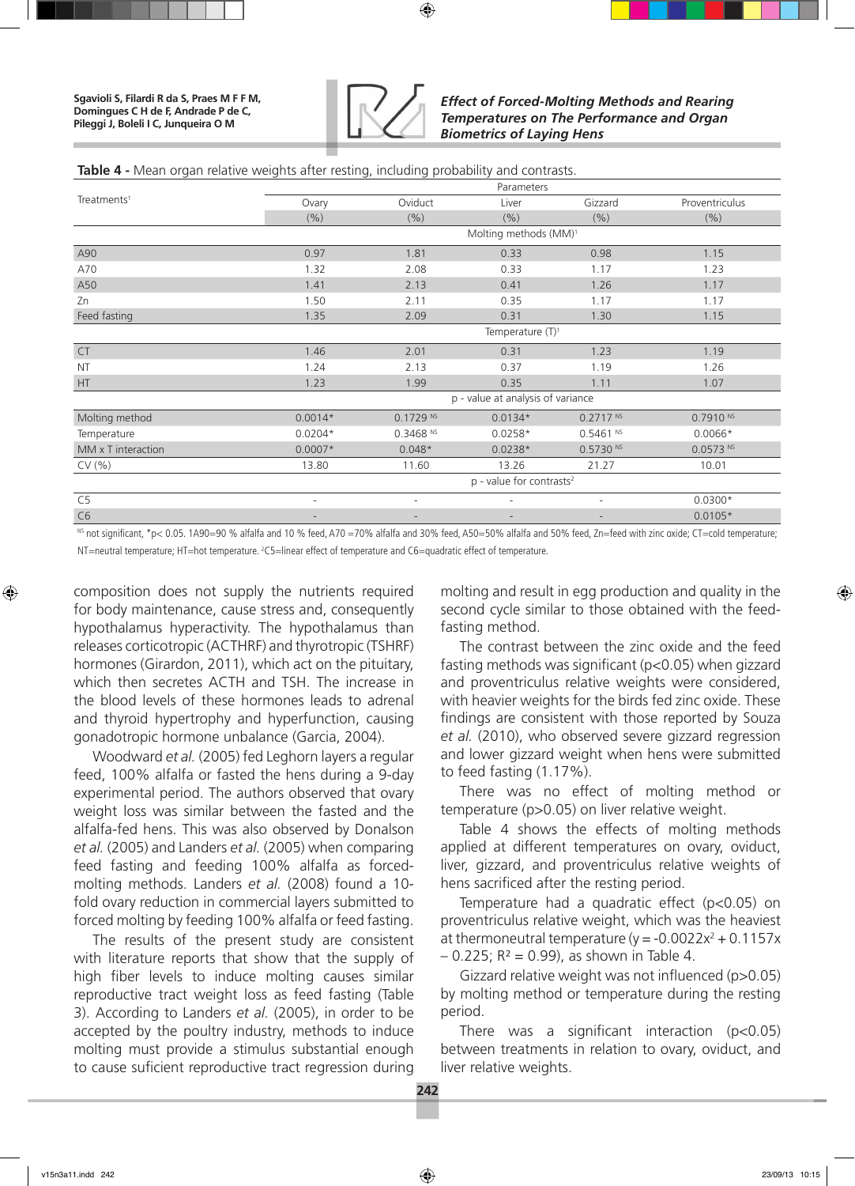**Table 4** - Mean organ relative weights after resting, including probability and contrasts.

| Treatments[1] | Parameters | | | | |
|---|---|---|---|---|---|
| | Ovary | Oviduct | Liver | Gizzard | Proventriculus |
| | (%) | (%) | (%) | (%) | (%) |
| | Molting methods (MM)[1] | | | | |
| A90 | 0.97 | 1.81 | 0.33 | 0.98 | 1.15 |
| A70 | 1.32 | 2.08 | 0.33 | 1.17 | 1.23 |
| A50 | 1.41 | 2.13 | 0.41 | 1.26 | 1.17 |
| Zn | 1.50 | 2.11 | 0.35 | 1.17 | 1.17 |
| Feed fasting | 1.35 | 2.09 | 0.31 | 1.30 | 1.15 |
| | Temperature (T)[1] | | | | |
| CT | 1.46 | 2.01 | 0.31 | 1.23 | 1.19 |
| NT | 1.24 | 2.13 | 0.37 | 1.19 | 1.26 |
| HT | 1.23 | 1.99 | 0.35 | 1.11 | 1.07 |
| | p - value at analysis of variance | | | | |
| Molting method | 0.0014* | 0.1729 NS | 0.0134* | 0.2717 NS | 0.7910 NS |
| Temperature | 0.0204* | 0.3468 NS | 0.0258* | 0.5461 NS | 0.0066* |
| MM x T interaction | 0.0007* | 0.048* | 0.0238* | 0.5730 NS | 0.0573 NS |
| CV (%) | 13.80 | 11.60 | 13.26 | 21.27 | 10.01 |
| | p - value for contrasts[2] | | | | |
| C5 | - | - | - | - | 0.0300* |
| C6 | - | - | - | - | 0.0105* |

NS not significant, *p< 0.05. [1]A90=90 % alfalfa and 10 % feed, A70 =70% alfalfa and 30% feed, A50=50% alfalfa and 50% feed, Zn=feed with zinc oxide; CT=cold temperature; NT=neutral temperature; HT=hot temperature. [2]C5=linear effect of temperature and C6=quadratic effect of temperature.

composition does not supply the nutrients required for body maintenance, cause stress and, consequently hypothalamus hyperactivity. The hypothalamus than releases corticotropic (ACTHRF) and thyrotropic (TSHRF) hormones (Girardon, 2011), which act on the pituitary, which then secretes ACTH and TSH. The increase in the blood levels of these hormones leads to adrenal and thyroid hypertrophy and hyperfunction, causing gonadotropic hormone unbalance (Garcia, 2004).

Woodward *et al.* (2005) fed Leghorn layers a regular feed, 100% alfalfa or fasted the hens during a 9-day experimental period. The authors observed that ovary weight loss was similar between the fasted and the alfalfa-fed hens. This was also observed by Donalson *et al.* (2005) and Landers *et al.* (2005) when comparing feed fasting and feeding 100% alfalfa as forced-molting methods. Landers *et al.* (2008) found a 10-fold ovary reduction in commercial layers submitted to forced molting by feeding 100% alfalfa or feed fasting.

The results of the present study are consistent with literature reports that show that the supply of high fiber levels to induce molting causes similar reproductive tract weight loss as feed fasting (Table 3). According to Landers *et al.* (2005), in order to be accepted by the poultry industry, methods to induce molting must provide a stimulus substantial enough to cause suficient reproductive tract regression during molting and result in egg production and quality in the second cycle similar to those obtained with the feed-fasting method.

The contrast between the zinc oxide and the feed fasting methods was significant ($p<0.05$) when gizzard and proventriculus relative weights were considered, with heavier weights for the birds fed zinc oxide. These findings are consistent with those reported by Souza *et al.* (2010), who observed severe gizzard regression and lower gizzard weight when hens were submitted to feed fasting (1.17%).

There was no effect of molting method or temperature ($p>0.05$) on liver relative weight.

Table 4 shows the effects of molting methods applied at different temperatures on ovary, oviduct, liver, gizzard, and proventriculus relative weights of hens sacrificed after the resting period.

Temperature had a quadratic effect ($p<0.05$) on proventriculus relative weight, which was the heaviest at thermoneutral temperature ($y = -0.0022x^2 + 0.1157x - 0.225$; $R^2 = 0.99$), as shown in Table 4.

Gizzard relative weight was not influenced ($p>0.05$) by molting method or temperature during the resting period.

There was a significant interaction ($p<0.05$) between treatments in relation to ovary, oviduct, and liver relative weights.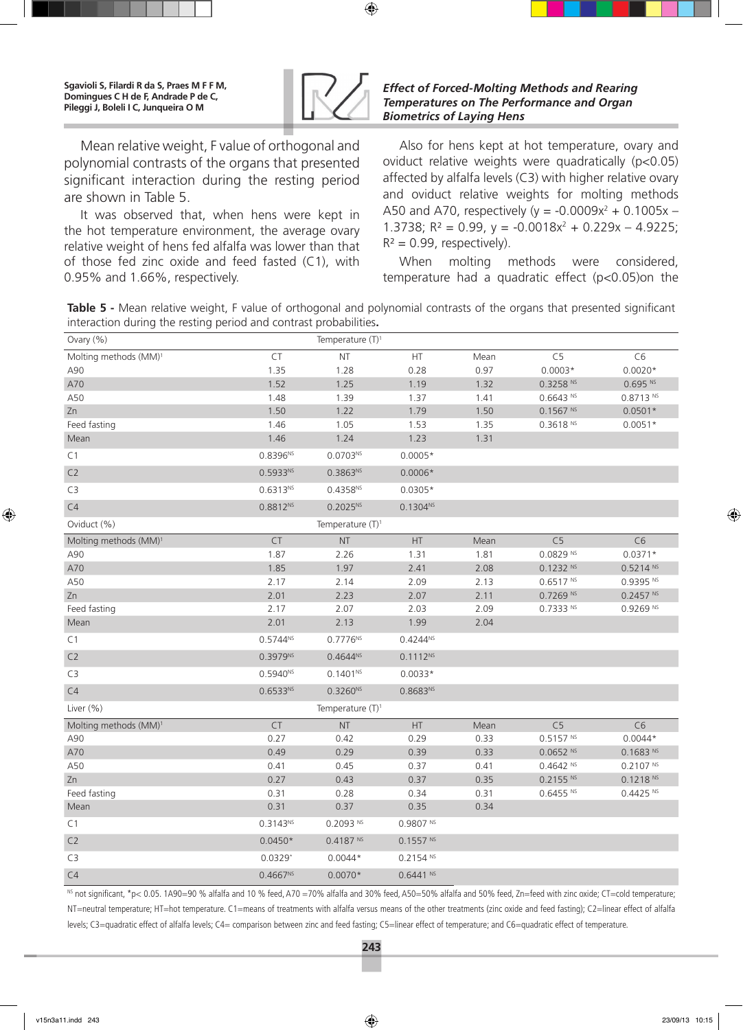Mean relative weight, F value of orthogonal and polynomial contrasts of the organs that presented significant interaction during the resting period are shown in Table 5.

It was observed that, when hens were kept in the hot temperature environment, the average ovary relative weight of hens fed alfalfa was lower than that of those fed zinc oxide and feed fasted (C1), with 0.95% and 1.66%, respectively.

Also for hens kept at hot temperature, ovary and oviduct relative weights were quadratically (p<0.05) affected by alfalfa levels (C3) with higher relative ovary and oviduct relative weights for molting methods A50 and A70, respectively ($y = -0.0009x^2 + 0.1005x - 1.3738$; $R^2 = 0.99$, $y = -0.0018x^2 + 0.229x - 4.9225$; $R^2 = 0.99$, respectively).

When molting methods were considered, temperature had a quadratic effect (p<0.05)on the

**Table 5 -** Mean relative weight, F value of orthogonal and polynomial contrasts of the organs that presented significant interaction during the resting period and contrast probabilities**.**

| Ovary (%) | Temperature (T)[1] | | | | |
|---|---|---|---|---|---|
| Molting methods (MM)[1] | CT | NT | HT | Mean | C5 | C6 |
| A90 | 1.35 | 1.28 | 0.28 | 0.97 | 0.0003* | 0.0020* |
| A70 | 1.52 | 1.25 | 1.19 | 1.32 | 0.3258 NS | 0.695 NS |
| A50 | 1.48 | 1.39 | 1.37 | 1.41 | 0.6643 NS | 0.8713 NS |
| Zn | 1.50 | 1.22 | 1.79 | 1.50 | 0.1567 NS | 0.0501* |
| Feed fasting | 1.46 | 1.05 | 1.53 | 1.35 | 0.3618 NS | 0.0051* |
| Mean | 1.46 | 1.24 | 1.23 | 1.31 | | |
| C1 | 0.8396NS | 0.0703NS | 0.0005* | | | |
| C2 | 0.5933NS | 0.3863NS | 0.0006* | | | |
| C3 | 0.6313NS | 0.4358NS | 0.0305* | | | |
| C4 | 0.8812NS | 0.2025NS | 0.1304NS | | | |
| **Oviduct (%)** | Temperature (T)[1] | | | | | |
| Molting methods (MM)[1] | CT | NT | HT | Mean | C5 | C6 |
| A90 | 1.87 | 2.26 | 1.31 | 1.81 | 0.0829 NS | 0.0371* |
| A70 | 1.85 | 1.97 | 2.41 | 2.08 | 0.1232 NS | 0.5214 NS |
| A50 | 2.17 | 2.14 | 2.09 | 2.13 | 0.6517 NS | 0.9395 NS |
| Zn | 2.01 | 2.23 | 2.07 | 2.11 | 0.7269 NS | 0.2457 NS |
| Feed fasting | 2.17 | 2.07 | 2.03 | 2.09 | 0.7333 NS | 0.9269 NS |
| Mean | 2.01 | 2.13 | 1.99 | 2.04 | | |
| C1 | 0.5744NS | 0.7776NS | 0.4244NS | | | |
| C2 | 0.3979NS | 0.4644NS | 0.1112NS | | | |
| C3 | 0.5940NS | 0.1401NS | 0.0033* | | | |
| C4 | 0.6533NS | 0.3260NS | 0.8683NS | | | |
| **Liver (%)** | Temperature (T)[1] | | | | | |
| Molting methods (MM)[1] | CT | NT | HT | Mean | C5 | C6 |
| A90 | 0.27 | 0.42 | 0.29 | 0.33 | 0.5157 NS | 0.0044* |
| A70 | 0.49 | 0.29 | 0.39 | 0.33 | 0.0652 NS | 0.1683 NS |
| A50 | 0.41 | 0.45 | 0.37 | 0.41 | 0.4642 NS | 0.2107 NS |
| Zn | 0.27 | 0.43 | 0.37 | 0.35 | 0.2155 NS | 0.1218 NS |
| Feed fasting | 0.31 | 0.28 | 0.34 | 0.31 | 0.6455 NS | 0.4425 NS |
| Mean | 0.31 | 0.37 | 0.35 | 0.34 | | |
| C1 | 0.3143NS | 0.2093 NS | 0.9807 NS | | | |
| C2 | 0.0450* | 0.4187 NS | 0.1557 NS | | | |
| C3 | 0.0329* | 0.0044* | 0.2154 NS | | | |
| C4 | 0.4667NS | 0.0070* | 0.6441 NS | | | |

NS not significant, *p< 0.05. 1A90=90 % alfalfa and 10 % feed, A70 =70% alfalfa and 30% feed, A50=50% alfalfa and 50% feed, Zn=feed with zinc oxide; CT=cold temperature; NT=neutral temperature; HT=hot temperature. C1=means of treatments with alfalfa versus means of the other treatments (zinc oxide and feed fasting); C2=linear effect of alfalfa levels; C3=quadratic effect of alfalfa levels; C4= comparison between zinc and feed fasting; C5=linear effect of temperature; and C6=quadratic effect of temperature.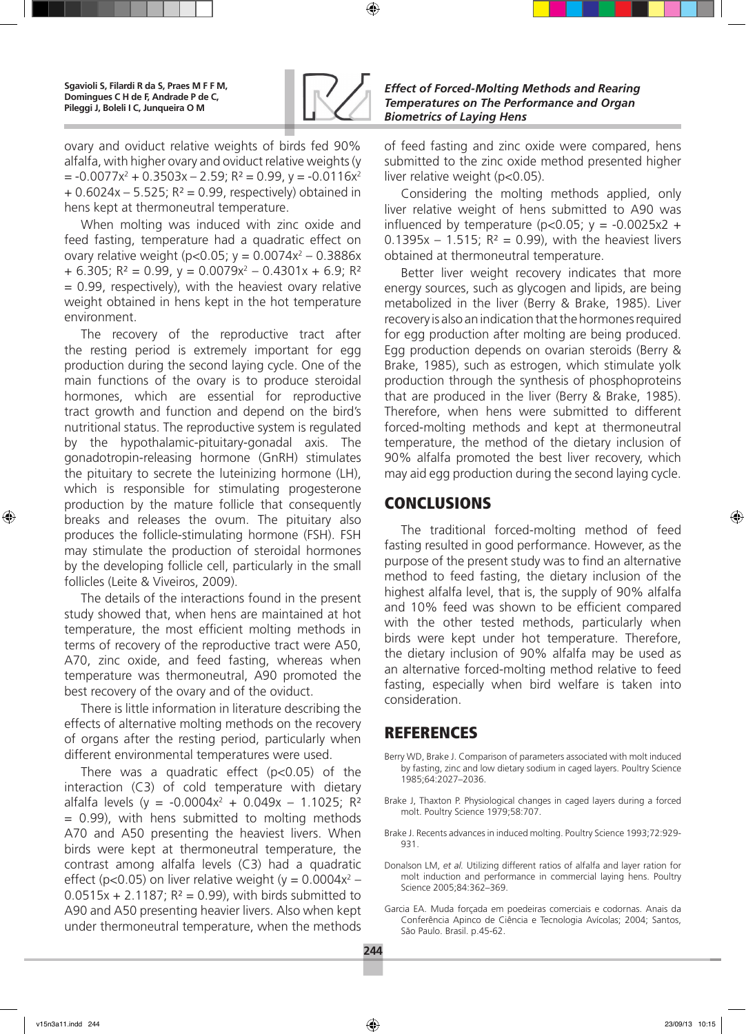ovary and oviduct relative weights of birds fed 90% alfalfa, with higher ovary and oviduct relative weights ($y = -0.0077x^2 + 0.3503x - 2.59$; $R^2 = 0.99$, $y = -0.0116x^2 + 0.6024x - 5.525$; $R^2 = 0.99$, respectively) obtained in hens kept at thermoneutral temperature.

When molting was induced with zinc oxide and feed fasting, temperature had a quadratic effect on ovary relative weight ($p<0.05$; $y = 0.0074x^2 - 0.3886x + 6.305$; $R^2 = 0.99$, $y = 0.0079x^2 - 0.4301x + 6.9$; $R^2 = 0.99$, respectively), with the heaviest ovary relative weight obtained in hens kept in the hot temperature environment.

The recovery of the reproductive tract after the resting period is extremely important for egg production during the second laying cycle. One of the main functions of the ovary is to produce steroidal hormones, which are essential for reproductive tract growth and function and depend on the bird's nutritional status. The reproductive system is regulated by the hypothalamic-pituitary-gonadal axis. The gonadotropin-releasing hormone (GnRH) stimulates the pituitary to secrete the luteinizing hormone (LH), which is responsible for stimulating progesterone production by the mature follicle that consequently breaks and releases the ovum. The pituitary also produces the follicle-stimulating hormone (FSH). FSH may stimulate the production of steroidal hormones by the developing follicle cell, particularly in the small follicles (Leite & Viveiros, 2009).

The details of the interactions found in the present study showed that, when hens are maintained at hot temperature, the most efficient molting methods in terms of recovery of the reproductive tract were A50, A70, zinc oxide, and feed fasting, whereas when temperature was thermoneutral, A90 promoted the best recovery of the ovary and of the oviduct.

There is little information in literature describing the effects of alternative molting methods on the recovery of organs after the resting period, particularly when different environmental temperatures were used.

There was a quadratic effect ($p<0.05$) of the interaction (C3) of cold temperature with dietary alfalfa levels ($y = -0.0004x^2 + 0.049x - 1.1025$; $R^2 = 0.99$), with hens submitted to molting methods A70 and A50 presenting the heaviest livers. When birds were kept at thermoneutral temperature, the contrast among alfalfa levels (C3) had a quadratic effect ($p<0.05$) on liver relative weight ($y = 0.0004x^2 - 0.0515x + 2.1187$; $R^2 = 0.99$), with birds submitted to A90 and A50 presenting heavier livers. Also when kept under thermoneutral temperature, when the methods of feed fasting and zinc oxide were compared, hens submitted to the zinc oxide method presented higher liver relative weight ($p<0.05$).

Considering the molting methods applied, only liver relative weight of hens submitted to A90 was influenced by temperature ($p<0.05$; $y = -0.0025x^2 + 0.1395x - 1.515$; $R^2 = 0.99$), with the heaviest livers obtained at thermoneutral temperature.

Better liver weight recovery indicates that more energy sources, such as glycogen and lipids, are being metabolized in the liver (Berry & Brake, 1985). Liver recovery is also an indication that the hormones required for egg production after molting are being produced. Egg production depends on ovarian steroids (Berry & Brake, 1985), such as estrogen, which stimulate yolk production through the synthesis of phosphoproteins that are produced in the liver (Berry & Brake, 1985). Therefore, when hens were submitted to different forced-molting methods and kept at thermoneutral temperature, the method of the dietary inclusion of 90% alfalfa promoted the best liver recovery, which may aid egg production during the second laying cycle.

## CONCLUSIONS

The traditional forced-molting method of feed fasting resulted in good performance. However, as the purpose of the present study was to find an alternative method to feed fasting, the dietary inclusion of the highest alfalfa level, that is, the supply of 90% alfalfa and 10% feed was shown to be efficient compared with the other tested methods, particularly when birds were kept under hot temperature. Therefore, the dietary inclusion of 90% alfalfa may be used as an alternative forced-molting method relative to feed fasting, especially when bird welfare is taken into consideration.

## REFERENCES

Berry WD, Brake J. Comparison of parameters associated with molt induced by fasting, zinc and low dietary sodium in caged layers. Poultry Science 1985;64:2027–2036.

Brake J, Thaxton P. Physiological changes in caged layers during a forced molt. Poultry Science 1979;58:707.

Brake J. Recents advances in induced molting. Poultry Science 1993;72:929-931.

Donalson LM, *et al.* Utilizing different ratios of alfalfa and layer ration for molt induction and performance in commercial laying hens. Poultry Science 2005;84:362–369.

Garcia EA. Muda forçada em poedeiras comerciais e codornas. Anais da Conferência Apinco de Ciência e Tecnologia Avícolas; 2004; Santos, São Paulo. Brasil. p.45-62.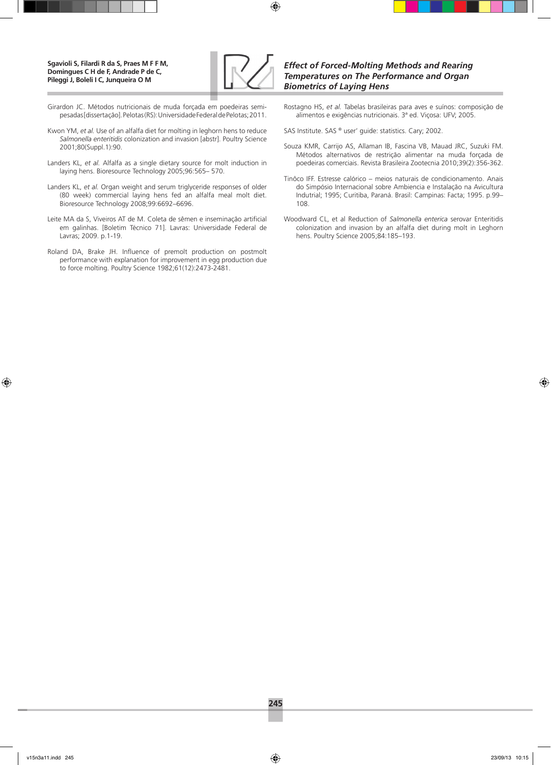Girardon JC. Métodos nutricionais de muda forçada em poedeiras semi-pesadas [dissertação]. Pelotas (RS): Universidade Federal de Pelotas; 2011.

Kwon YM, *et al.* Use of an alfalfa diet for molting in leghorn hens to reduce *Salmonella enteritidis* colonization and invasion [abstr]. Poultry Science 2001;80(Suppl.1):90.

Landers KL, *et al.* Alfalfa as a single dietary source for molt induction in laying hens. Bioresource Technology 2005;96:565– 570.

Landers KL, *et al.* Organ weight and serum triglyceride responses of older (80 week) commercial laying hens fed an alfalfa meal molt diet. Bioresource Technology 2008;99:6692–6696.

Leite MA da S, Viveiros AT de M. Coleta de sêmen e inseminação artificial em galinhas. [Boletim Técnico 71]. Lavras: Universidade Federal de Lavras; 2009. p.1-19.

Roland DA, Brake JH. Influence of premolt production on postmolt performance with explanation for improvement in egg production due to force molting. Poultry Science 1982;61(12):2473-2481.

Rostagno HS, *et al.* Tabelas brasileiras para aves e suínos: composição de alimentos e exigências nutricionais. 3ª ed. Viçosa: UFV; 2005.

SAS Institute. SAS ® user' guide: statistics. Cary; 2002.

Souza KMR, Carrijo AS, Allaman IB, Fascina VB, Mauad JRC, Suzuki FM. Métodos alternativos de restrição alimentar na muda forçada de poedeiras comerciais. Revista Brasileira Zootecnia 2010;39(2):356-362.

Tinôco IFF. Estresse calórico – meios naturais de condicionamento. Anais do Simpósio Internacional sobre Ambiencia e Instalação na Avicultura Indutrial; 1995; Curitiba, Paraná. Brasil: Campinas: Facta; 1995. p.99–108.

Woodward CL, et al Reduction of *Salmonella enterica* serovar Enteritidis colonization and invasion by an alfalfa diet during molt in Leghorn hens. Poultry Science 2005;84:185–193.